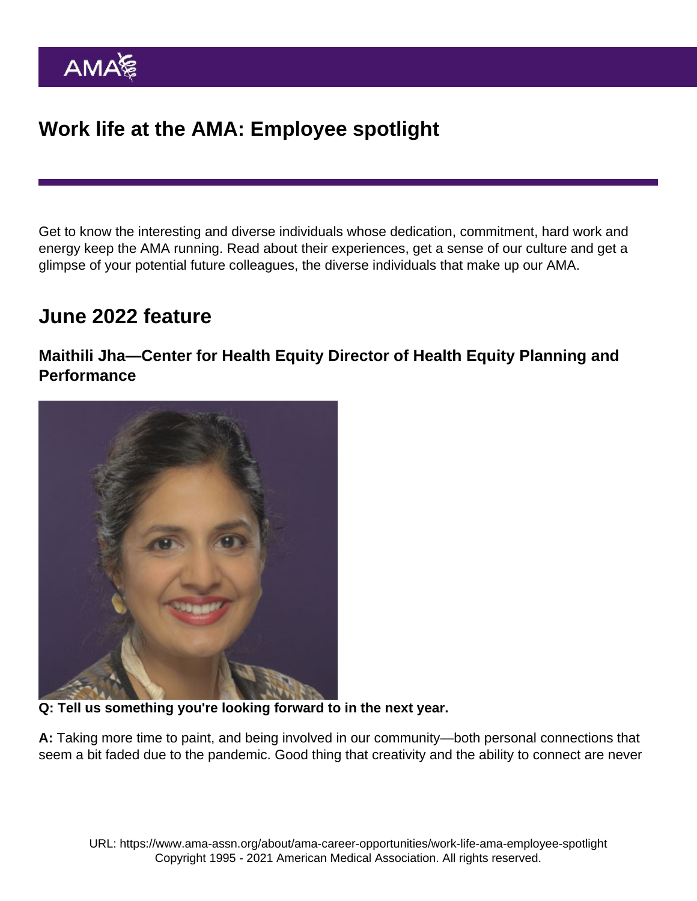# Work life at the AMA: Employee spotlight

Get to know the interesting and diverse individuals whose dedication, commitment, hard work and energy keep the AMA running. Read about their experiences, get a sense of our culture and get a glimpse of your potential future colleagues, the diverse individuals that make up our AMA.

## June 2022 feature

### Maithili Jha—Center for Health Equity Director of Health Equity Planning and Performance

**Q: Tell us something you're looking forward to in the next year.**

**A:** Taking more time to paint, and being involved in our community—both personal connections that seem a bit faded due to the pandemic. Good thing that creativity and the ability to connect are never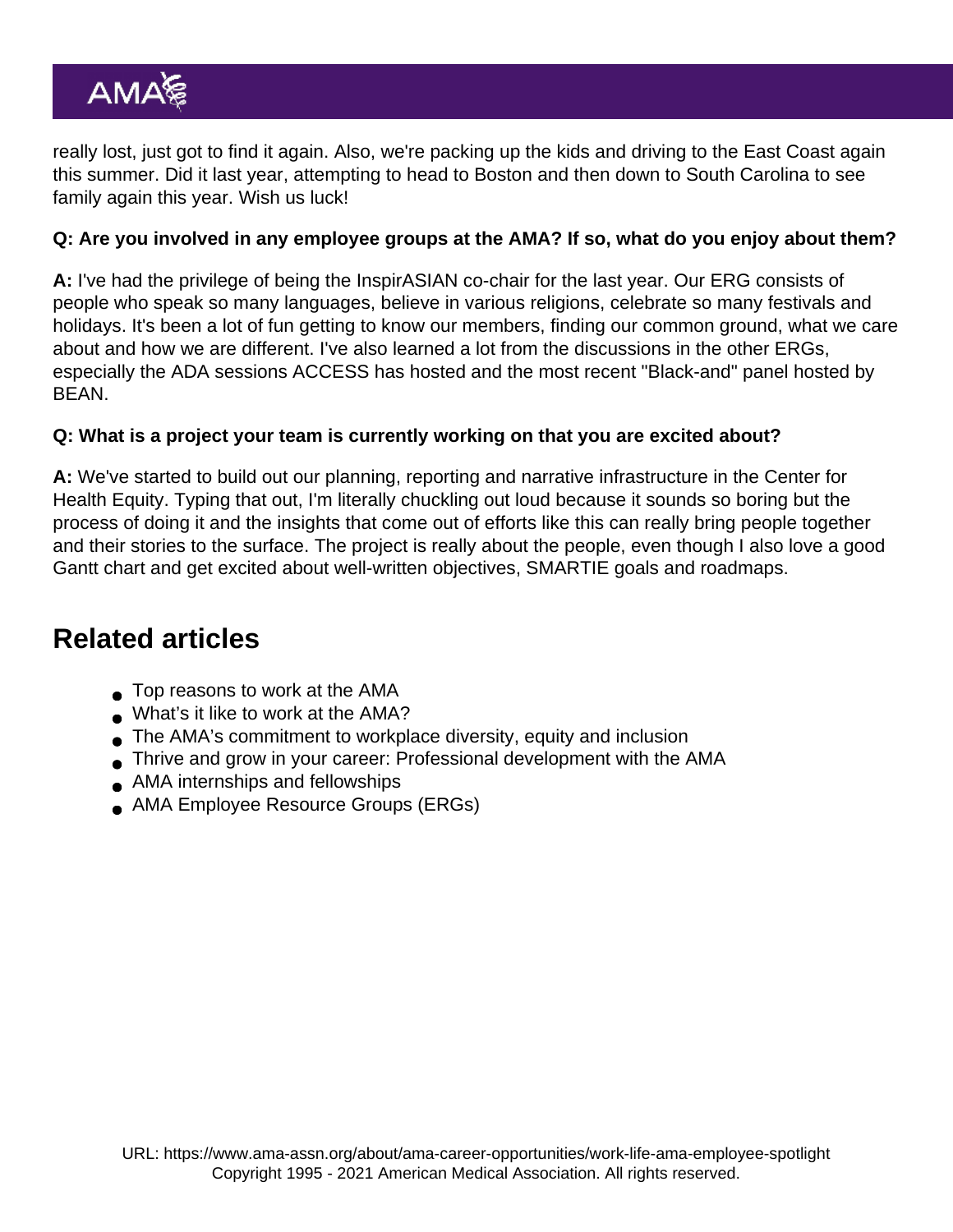really lost, just got to find it again. Also, we're packing up the kids and driving to the East Coast again this summer. Did it last year, attempting to head to Boston and then down to South Carolina to see family again this year. Wish us luck!

**Q: Are you involved in any employee groups at the AMA? If so, what do you enjoy about them?**

**A:** I've had the privilege of being the InspirASIAN co-chair for the last year. Our ERG consists of people who speak so many languages, believe in various religions, celebrate so many festivals and holidays. It's been a lot of fun getting to know our members, finding our common ground, what we care about and how we are different. I've also learned a lot from the discussions in the other ERGs, especially the ADA sessions ACCESS has hosted and the most recent "Black-and" panel hosted by BEAN.

**Q: What is a project your team is currently working on that you are excited about?**

**A:** We've started to build out our planning, reporting and narrative infrastructure in the Center for Health Equity. Typing that out, I'm literally chuckling out loud because it sounds so boring but the process of doing it and the insights that come out of efforts like this can really bring people together and their stories to the surface. The project is really about the people, even though I also love a good Gantt chart and get excited about well-written objectives, SMARTIE goals and roadmaps.

## Related articles

- Top reasons to work at the AMA
- What's it like to work at the AMA?
- The AMA's commitment to workplace diversity, equity and inclusion
- Thrive and grow in your career: Professional development with the AMA
- AMA internships and fellowships
- AMA Employee Resource Groups (ERGs)